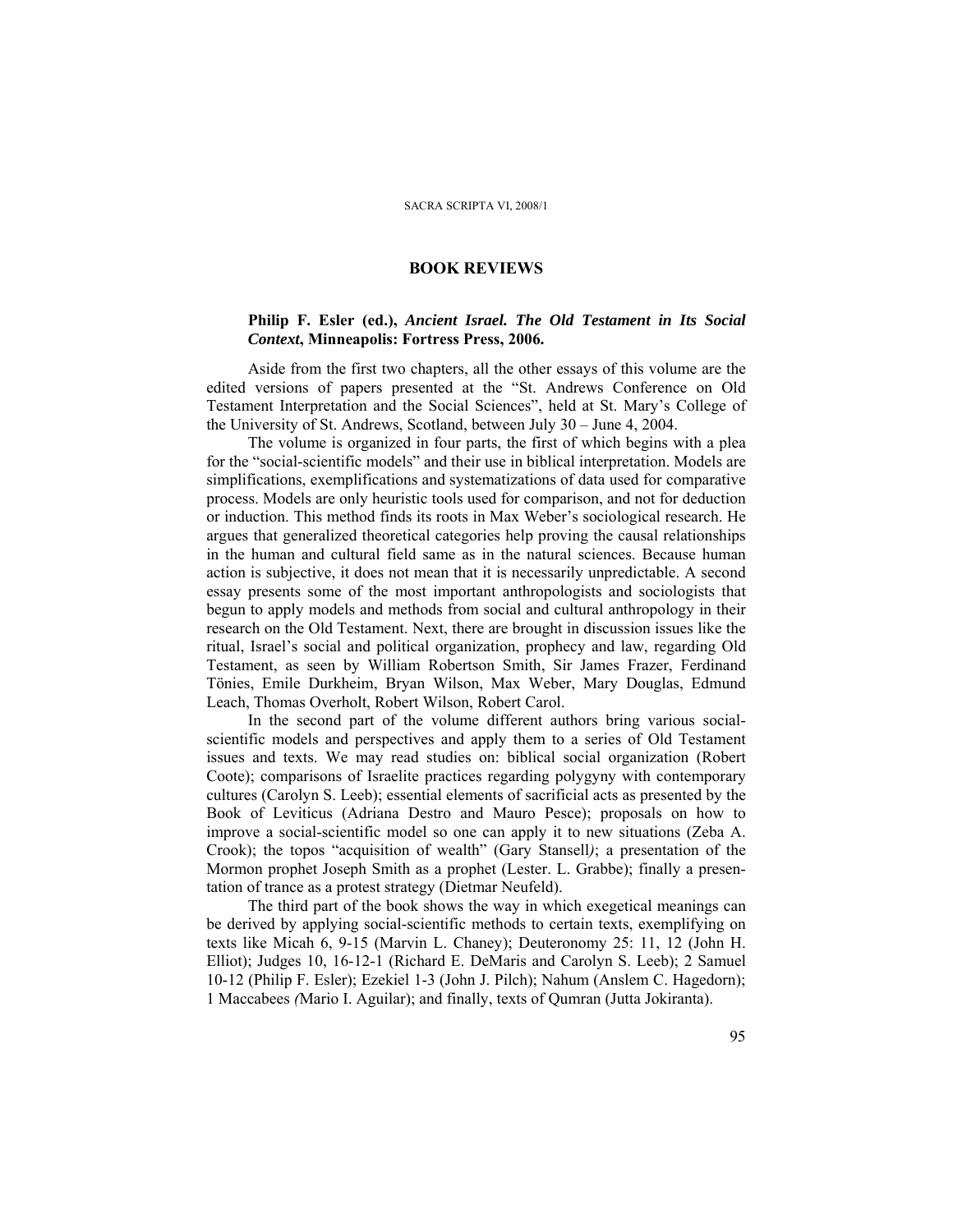## BOOK REVIEWS

**Philip F. Esler (ed.), *Ancient Israel. The Old Testament in Its Social Context*, Minneapolis: Fortress Press, 2006.**

Aside from the first two chapters, all the other essays of this volume are the edited versions of papers presented at the "St. Andrews Conference on Old Testament Interpretation and the Social Sciences", held at St. Mary's College of the University of St. Andrews, Scotland, between July 30 – June 4, 2004.

The volume is organized in four parts, the first of which begins with a plea for the "social-scientific models" and their use in biblical interpretation. Models are simplifications, exemplifications and systematizations of data used for comparative process. Models are only heuristic tools used for comparison, and not for deduction or induction. This method finds its roots in Max Weber's sociological research. He argues that generalized theoretical categories help proving the causal relationships in the human and cultural field same as in the natural sciences. Because human action is subjective, it does not mean that it is necessarily unpredictable. A second essay presents some of the most important anthropologists and sociologists that begun to apply models and methods from social and cultural anthropology in their research on the Old Testament. Next, there are brought in discussion issues like the ritual, Israel's social and political organization, prophecy and law, regarding Old Testament, as seen by William Robertson Smith, Sir James Frazer, Ferdinand Tönies, Emile Durkheim, Bryan Wilson, Max Weber, Mary Douglas, Edmund Leach, Thomas Overholt, Robert Wilson, Robert Carol.

In the second part of the volume different authors bring various social-scientific models and perspectives and apply them to a series of Old Testament issues and texts. We may read studies on: biblical social organization (Robert Coote); comparisons of Israelite practices regarding polygyny with contemporary cultures (Carolyn S. Leeb); essential elements of sacrificial acts as presented by the Book of Leviticus (Adriana Destro and Mauro Pesce); proposals on how to improve a social-scientific model so one can apply it to new situations (Zeba A. Crook); the topos "acquisition of wealth" (Gary Stansell*)*; a presentation of the Mormon prophet Joseph Smith as a prophet (Lester. L. Grabbe); finally a presentation of trance as a protest strategy (Dietmar Neufeld).

The third part of the book shows the way in which exegetical meanings can be derived by applying social-scientific methods to certain texts, exemplifying on texts like Micah 6, 9-15 (Marvin L. Chaney); Deuteronomy 25: 11, 12 (John H. Elliot); Judges 10, 16-12-1 (Richard E. DeMaris and Carolyn S. Leeb); 2 Samuel 10-12 (Philip F. Esler); Ezekiel 1-3 (John J. Pilch); Nahum (Anslem C. Hagedorn); 1 Maccabees *(*Mario I. Aguilar); and finally, texts of Qumran (Jutta Jokiranta).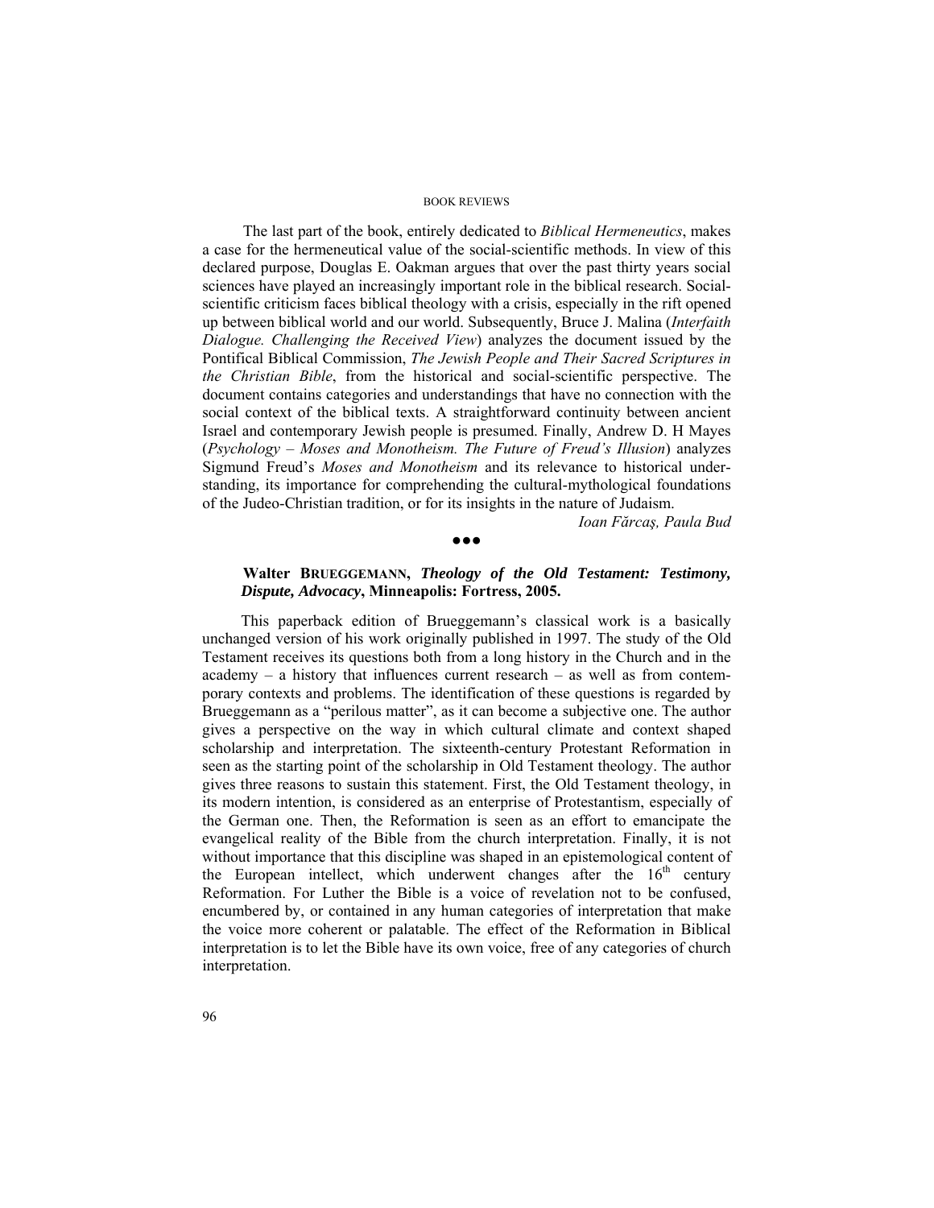The last part of the book, entirely dedicated to *Biblical Hermeneutics*, makes a case for the hermeneutical value of the social-scientific methods. In view of this declared purpose, Douglas E. Oakman argues that over the past thirty years social sciences have played an increasingly important role in the biblical research. Social-scientific criticism faces biblical theology with a crisis, especially in the rift opened up between biblical world and our world. Subsequently, Bruce J. Malina (*Interfaith Dialogue. Challenging the Received View*) analyzes the document issued by the Pontifical Biblical Commission, *The Jewish People and Their Sacred Scriptures in the Christian Bible*, from the historical and social-scientific perspective. The document contains categories and understandings that have no connection with the social context of the biblical texts. A straightforward continuity between ancient Israel and contemporary Jewish people is presumed. Finally, Andrew D. H Mayes (*Psychology – Moses and Monotheism. The Future of Freud's Illusion*) analyzes Sigmund Freud's *Moses and Monotheism* and its relevance to historical understanding, its importance for comprehending the cultural-mythological foundations of the Judeo-Christian tradition, or for its insights in the nature of Judaism.

*Ioan Fărcaş, Paula Bud*

●●●

**Walter BRUEGGEMANN, *Theology of the Old Testament: Testimony, Dispute, Advocacy*, Minneapolis: Fortress, 2005.**

This paperback edition of Brueggemann's classical work is a basically unchanged version of his work originally published in 1997. The study of the Old Testament receives its questions both from a long history in the Church and in the academy – a history that influences current research – as well as from contemporary contexts and problems. The identification of these questions is regarded by Brueggemann as a "perilous matter", as it can become a subjective one. The author gives a perspective on the way in which cultural climate and context shaped scholarship and interpretation. The sixteenth-century Protestant Reformation in seen as the starting point of the scholarship in Old Testament theology. The author gives three reasons to sustain this statement. First, the Old Testament theology, in its modern intention, is considered as an enterprise of Protestantism, especially of the German one. Then, the Reformation is seen as an effort to emancipate the evangelical reality of the Bible from the church interpretation. Finally, it is not without importance that this discipline was shaped in an epistemological content of the European intellect, which underwent changes after the 16th century Reformation. For Luther the Bible is a voice of revelation not to be confused, encumbered by, or contained in any human categories of interpretation that make the voice more coherent or palatable. The effect of the Reformation in Biblical interpretation is to let the Bible have its own voice, free of any categories of church interpretation.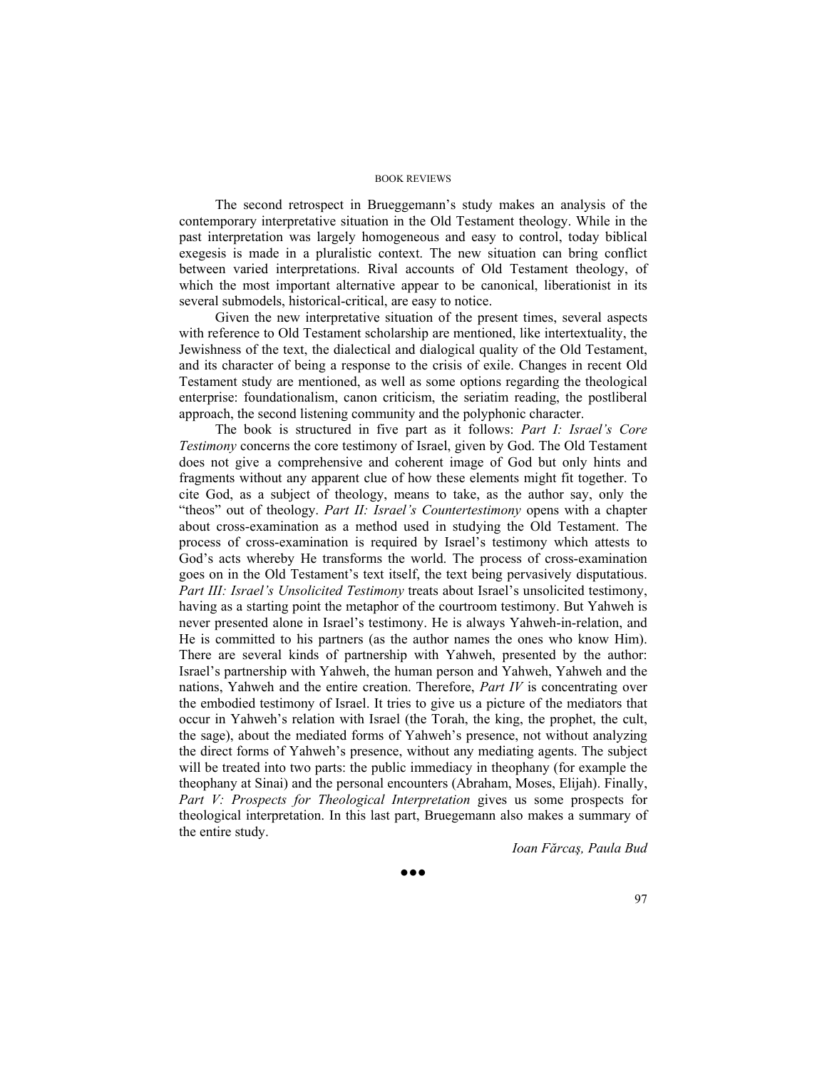The second retrospect in Brueggemann's study makes an analysis of the contemporary interpretative situation in the Old Testament theology. While in the past interpretation was largely homogeneous and easy to control, today biblical exegesis is made in a pluralistic context. The new situation can bring conflict between varied interpretations. Rival accounts of Old Testament theology, of which the most important alternative appear to be canonical, liberationist in its several submodels, historical-critical, are easy to notice.

Given the new interpretative situation of the present times, several aspects with reference to Old Testament scholarship are mentioned, like intertextuality, the Jewishness of the text, the dialectical and dialogical quality of the Old Testament, and its character of being a response to the crisis of exile. Changes in recent Old Testament study are mentioned, as well as some options regarding the theological enterprise: foundationalism, canon criticism, the seriatim reading, the postliberal approach, the second listening community and the polyphonic character.

The book is structured in five part as it follows: *Part I: Israel's Core Testimony* concerns the core testimony of Israel, given by God. The Old Testament does not give a comprehensive and coherent image of God but only hints and fragments without any apparent clue of how these elements might fit together. To cite God, as a subject of theology, means to take, as the author say, only the "theos" out of theology. *Part II: Israel's Countertestimony* opens with a chapter about cross-examination as a method used in studying the Old Testament. The process of cross-examination is required by Israel's testimony which attests to God's acts whereby He transforms the world. The process of cross-examination goes on in the Old Testament's text itself, the text being pervasively disputatious. *Part III: Israel's Unsolicited Testimony* treats about Israel's unsolicited testimony, having as a starting point the metaphor of the courtroom testimony. But Yahweh is never presented alone in Israel's testimony. He is always Yahweh-in-relation, and He is committed to his partners (as the author names the ones who know Him). There are several kinds of partnership with Yahweh, presented by the author: Israel's partnership with Yahweh, the human person and Yahweh, Yahweh and the nations, Yahweh and the entire creation. Therefore, *Part IV* is concentrating over the embodied testimony of Israel. It tries to give us a picture of the mediators that occur in Yahweh's relation with Israel (the Torah, the king, the prophet, the cult, the sage), about the mediated forms of Yahweh's presence, not without analyzing the direct forms of Yahweh's presence, without any mediating agents. The subject will be treated into two parts: the public immediacy in theophany (for example the theophany at Sinai) and the personal encounters (Abraham, Moses, Elijah). Finally, *Part V: Prospects for Theological Interpretation* gives us some prospects for theological interpretation. In this last part, Bruegemann also makes a summary of the entire study.

*Ioan Fărcaş, Paula Bud*

●●●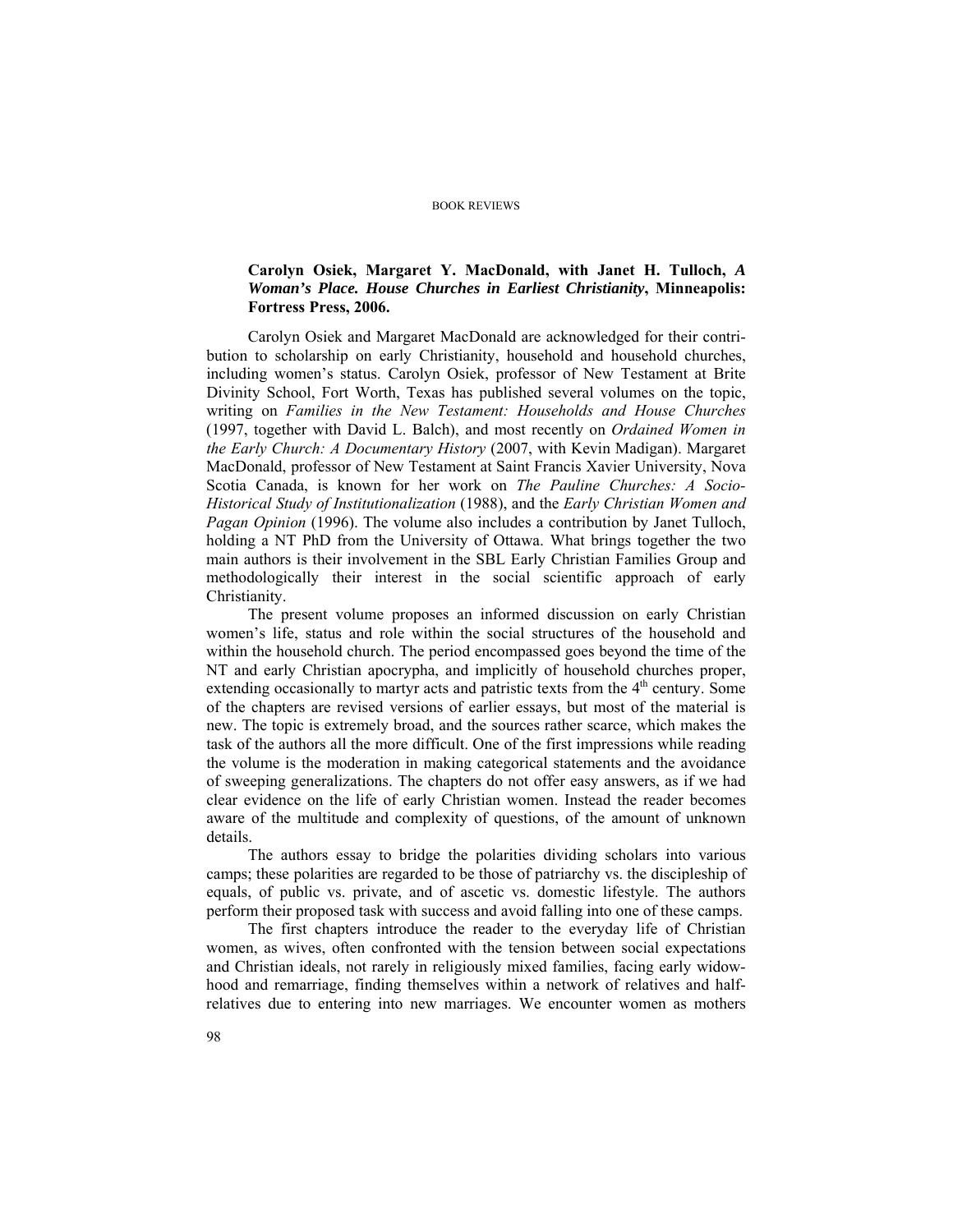**Carolyn Osiek, Margaret Y. MacDonald, with Janet H. Tulloch, *A Woman's Place. House Churches in Earliest Christianity*, Minneapolis: Fortress Press, 2006.**

Carolyn Osiek and Margaret MacDonald are acknowledged for their contribution to scholarship on early Christianity, household and household churches, including women's status. Carolyn Osiek, professor of New Testament at Brite Divinity School, Fort Worth, Texas has published several volumes on the topic, writing on *Families in the New Testament: Households and House Churches* (1997, together with David L. Balch), and most recently on *Ordained Women in the Early Church: A Documentary History* (2007, with Kevin Madigan). Margaret MacDonald, professor of New Testament at Saint Francis Xavier University, Nova Scotia Canada, is known for her work on *The Pauline Churches: A Socio-Historical Study of Institutionalization* (1988), and the *Early Christian Women and Pagan Opinion* (1996). The volume also includes a contribution by Janet Tulloch, holding a NT PhD from the University of Ottawa. What brings together the two main authors is their involvement in the SBL Early Christian Families Group and methodologically their interest in the social scientific approach of early Christianity.

The present volume proposes an informed discussion on early Christian women's life, status and role within the social structures of the household and within the household church. The period encompassed goes beyond the time of the NT and early Christian apocrypha, and implicitly of household churches proper, extending occasionally to martyr acts and patristic texts from the 4th century. Some of the chapters are revised versions of earlier essays, but most of the material is new. The topic is extremely broad, and the sources rather scarce, which makes the task of the authors all the more difficult. One of the first impressions while reading the volume is the moderation in making categorical statements and the avoidance of sweeping generalizations. The chapters do not offer easy answers, as if we had clear evidence on the life of early Christian women. Instead the reader becomes aware of the multitude and complexity of questions, of the amount of unknown details.

The authors essay to bridge the polarities dividing scholars into various camps; these polarities are regarded to be those of patriarchy vs. the discipleship of equals, of public vs. private, and of ascetic vs. domestic lifestyle. The authors perform their proposed task with success and avoid falling into one of these camps.

The first chapters introduce the reader to the everyday life of Christian women, as wives, often confronted with the tension between social expectations and Christian ideals, not rarely in religiously mixed families, facing early widowhood and remarriage, finding themselves within a network of relatives and half-relatives due to entering into new marriages. We encounter women as mothers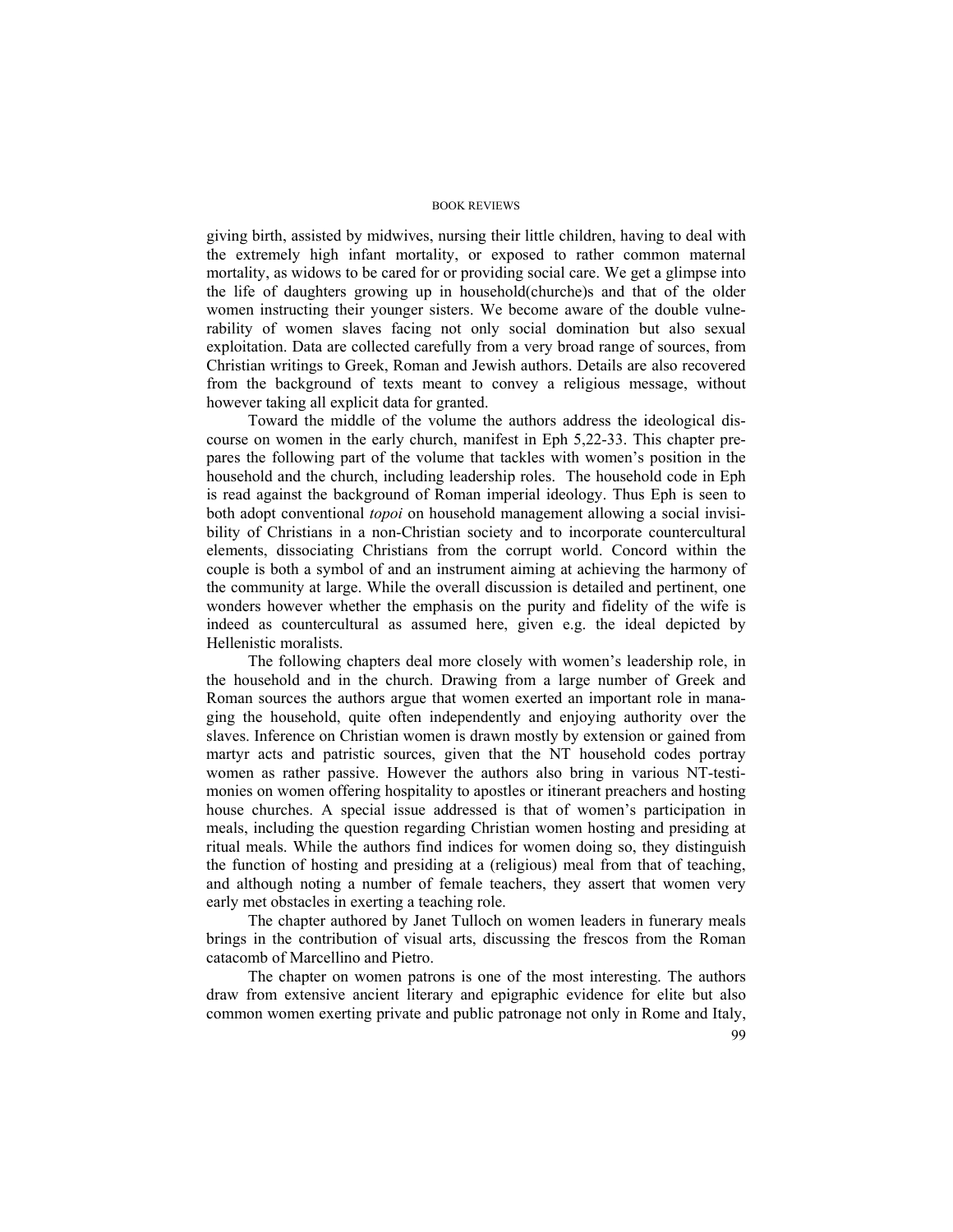giving birth, assisted by midwives, nursing their little children, having to deal with the extremely high infant mortality, or exposed to rather common maternal mortality, as widows to be cared for or providing social care. We get a glimpse into the life of daughters growing up in household(churche)s and that of the older women instructing their younger sisters. We become aware of the double vulnerability of women slaves facing not only social domination but also sexual exploitation. Data are collected carefully from a very broad range of sources, from Christian writings to Greek, Roman and Jewish authors. Details are also recovered from the background of texts meant to convey a religious message, without however taking all explicit data for granted.

Toward the middle of the volume the authors address the ideological discourse on women in the early church, manifest in Eph 5,22-33. This chapter prepares the following part of the volume that tackles with women's position in the household and the church, including leadership roles. The household code in Eph is read against the background of Roman imperial ideology. Thus Eph is seen to both adopt conventional *topoi* on household management allowing a social invisibility of Christians in a non-Christian society and to incorporate countercultural elements, dissociating Christians from the corrupt world. Concord within the couple is both a symbol of and an instrument aiming at achieving the harmony of the community at large. While the overall discussion is detailed and pertinent, one wonders however whether the emphasis on the purity and fidelity of the wife is indeed as countercultural as assumed here, given e.g. the ideal depicted by Hellenistic moralists.

The following chapters deal more closely with women's leadership role, in the household and in the church. Drawing from a large number of Greek and Roman sources the authors argue that women exerted an important role in managing the household, quite often independently and enjoying authority over the slaves. Inference on Christian women is drawn mostly by extension or gained from martyr acts and patristic sources, given that the NT household codes portray women as rather passive. However the authors also bring in various NT-testimonies on women offering hospitality to apostles or itinerant preachers and hosting house churches. A special issue addressed is that of women's participation in meals, including the question regarding Christian women hosting and presiding at ritual meals. While the authors find indices for women doing so, they distinguish the function of hosting and presiding at a (religious) meal from that of teaching, and although noting a number of female teachers, they assert that women very early met obstacles in exerting a teaching role.

The chapter authored by Janet Tulloch on women leaders in funerary meals brings in the contribution of visual arts, discussing the frescos from the Roman catacomb of Marcellino and Pietro.

The chapter on women patrons is one of the most interesting. The authors draw from extensive ancient literary and epigraphic evidence for elite but also common women exerting private and public patronage not only in Rome and Italy,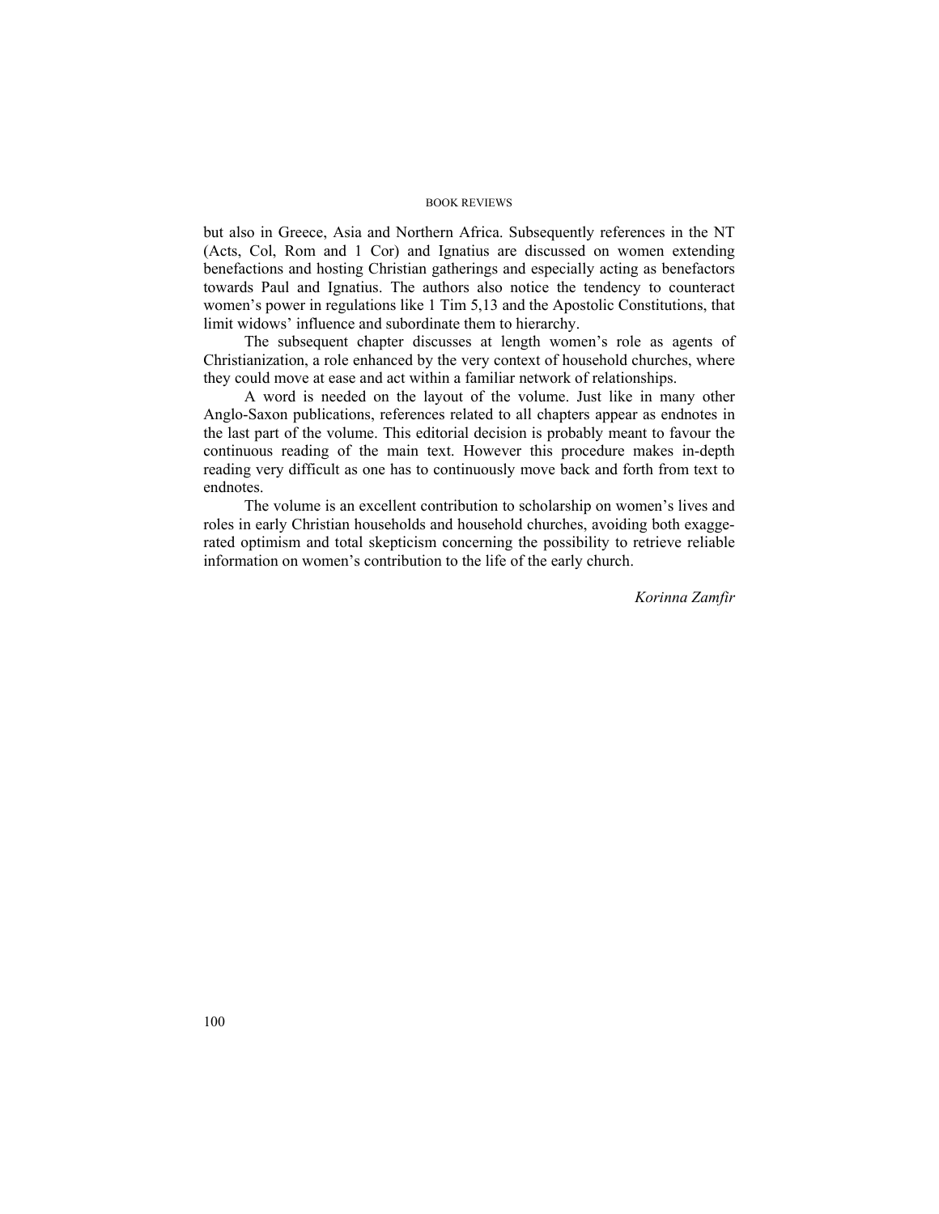but also in Greece, Asia and Northern Africa. Subsequently references in the NT (Acts, Col, Rom and 1 Cor) and Ignatius are discussed on women extending benefactions and hosting Christian gatherings and especially acting as benefactors towards Paul and Ignatius. The authors also notice the tendency to counteract women's power in regulations like 1 Tim 5,13 and the Apostolic Constitutions, that limit widows' influence and subordinate them to hierarchy.

The subsequent chapter discusses at length women's role as agents of Christianization, a role enhanced by the very context of household churches, where they could move at ease and act within a familiar network of relationships.

A word is needed on the layout of the volume. Just like in many other Anglo-Saxon publications, references related to all chapters appear as endnotes in the last part of the volume. This editorial decision is probably meant to favour the continuous reading of the main text. However this procedure makes in-depth reading very difficult as one has to continuously move back and forth from text to endnotes.

The volume is an excellent contribution to scholarship on women's lives and roles in early Christian households and household churches, avoiding both exaggerated optimism and total skepticism concerning the possibility to retrieve reliable information on women's contribution to the life of the early church.

*Korinna Zamfir*